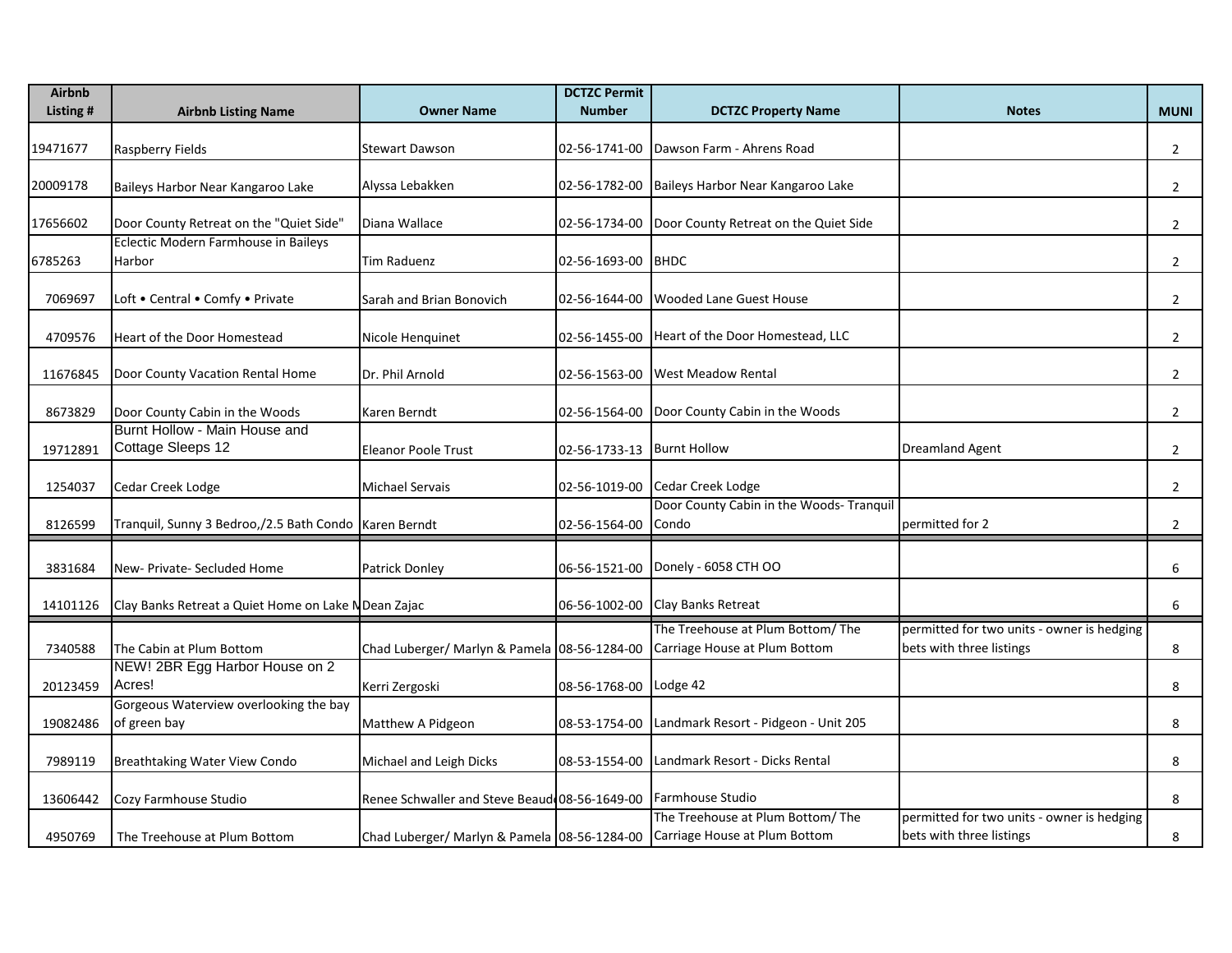| Airbnb Listing # | Airbnb Listing Name | Owner Name | DCTZC Permit Number | DCTZC Property Name | Notes | MUNI |
|---|---|---|---|---|---|---|
| 19471677 | Raspberry Fields | Stewart Dawson | 02-56-1741-00 | Dawson Farm - Ahrens Road | | 2 |
| 20009178 | Baileys Harbor Near Kangaroo Lake | Alyssa Lebakken | 02-56-1782-00 | Baileys Harbor Near Kangaroo Lake | | 2 |
| 17656602 | Door County Retreat on the "Quiet Side" | Diana Wallace | 02-56-1734-00 | Door County Retreat on the Quiet Side | | 2 |
| 6785263 | Eclectic Modern Farmhouse in Baileys Harbor | Tim Raduenz | 02-56-1693-00 | BHDC | | 2 |
| 7069697 | Loft • Central • Comfy • Private | Sarah and Brian Bonovich | 02-56-1644-00 | Wooded Lane Guest House | | 2 |
| 4709576 | Heart of the Door Homestead | Nicole Henquinet | 02-56-1455-00 | Heart of the Door Homestead, LLC | | 2 |
| 11676845 | Door County Vacation Rental Home | Dr. Phil Arnold | 02-56-1563-00 | West Meadow Rental | | 2 |
| 8673829 | Door County Cabin in the Woods | Karen Berndt | 02-56-1564-00 | Door County Cabin in the Woods | | 2 |
| 19712891 | Burnt Hollow - Main House and Cottage Sleeps 12 | Eleanor Poole Trust | 02-56-1733-13 | Burnt Hollow | Dreamland Agent | 2 |
| 1254037 | Cedar Creek Lodge | Michael Servais | 02-56-1019-00 | Cedar Creek Lodge | | 2 |
| 8126599 | Tranquil, Sunny 3 Bedroo,/2.5 Bath Condo | Karen Berndt | 02-56-1564-00 | Door County Cabin in the Woods- Tranquil Condo | permitted for 2 | 2 |
| 3831684 | New- Private- Secluded Home | Patrick Donley | 06-56-1521-00 | Donely - 6058 CTH OO | | 6 |
| 14101126 | Clay Banks Retreat a Quiet Home on Lake M | Dean Zajac | 06-56-1002-00 | Clay Banks Retreat | | 6 |
| 7340588 | The Cabin at Plum Bottom | Chad Luberger/ Marlyn & Pamela | 08-56-1284-00 | The Treehouse at Plum Bottom/ The Carriage House at Plum Bottom | permitted for two units - owner is hedging bets with three listings | 8 |
| 20123459 | NEW! 2BR Egg Harbor House on 2 Acres! | Kerri Zergoski | 08-56-1768-00 | Lodge 42 | | 8 |
| 19082486 | Gorgeous Waterview overlooking the bay of green bay | Matthew A Pidgeon | 08-53-1754-00 | Landmark Resort - Pidgeon - Unit 205 | | 8 |
| 7989119 | Breathtaking Water View Condo | Michael and Leigh Dicks | 08-53-1554-00 | Landmark Resort - Dicks Rental | | 8 |
| 13606442 | Cozy Farmhouse Studio | Renee Schwaller and Steve Beaud | 08-56-1649-00 | Farmhouse Studio | | 8 |
| 4950769 | The Treehouse at Plum Bottom | Chad Luberger/ Marlyn & Pamela | 08-56-1284-00 | The Treehouse at Plum Bottom/ The Carriage House at Plum Bottom | permitted for two units - owner is hedging bets with three listings | 8 |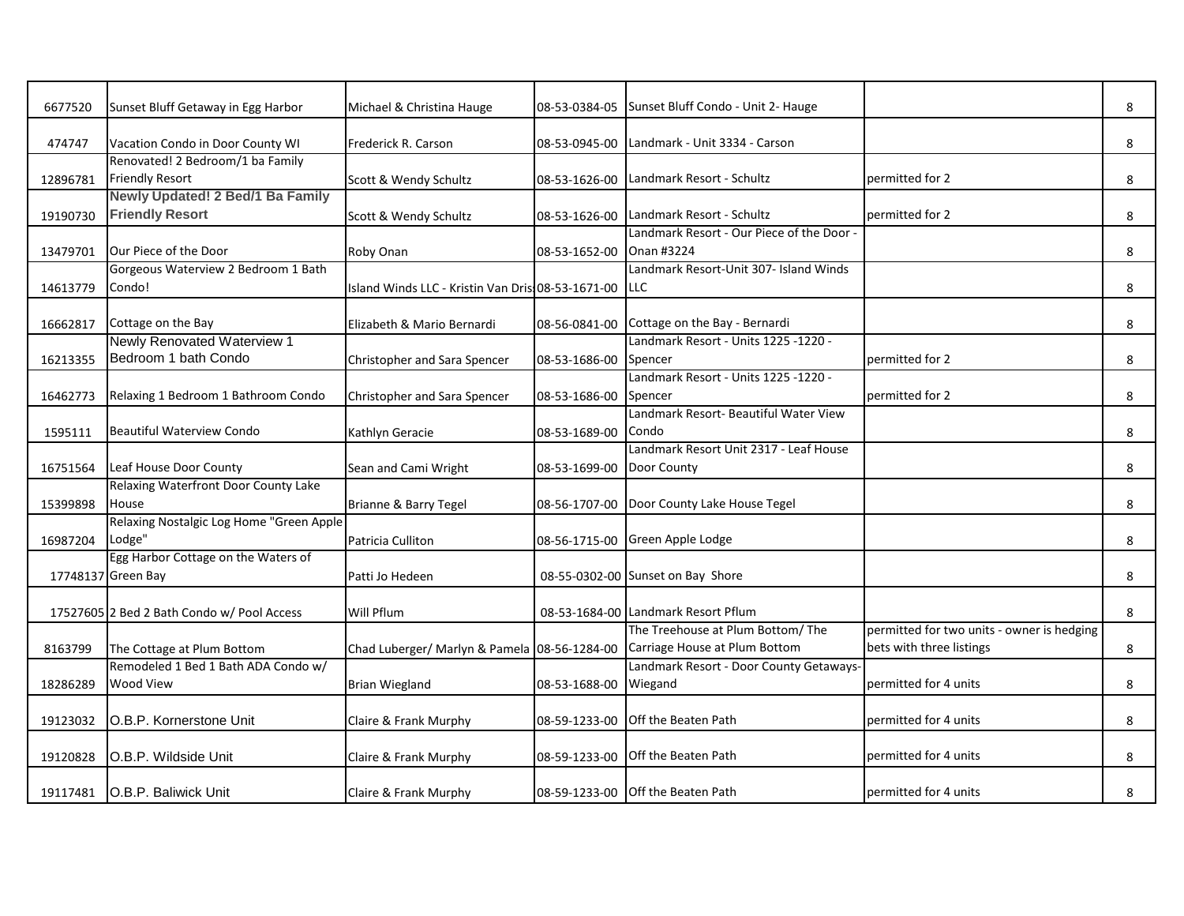| | | | | | | |
|---|---|---|---|---|---|---|
| 6677520 | Sunset Bluff Getaway in Egg Harbor | Michael & Christina Hauge | 08-53-0384-05 | Sunset Bluff Condo - Unit 2- Hauge | | 8 |
| 474747 | Vacation Condo in Door County WI | Frederick R. Carson | 08-53-0945-00 | Landmark - Unit 3334 - Carson | | 8 |
| 12896781 | Renovated! 2 Bedroom/1 ba Family Friendly Resort | Scott & Wendy Schultz | 08-53-1626-00 | Landmark Resort - Schultz | permitted for 2 | 8 |
| 19190730 | **Newly Updated! 2 Bed/1 Ba Family Friendly Resort** | Scott & Wendy Schultz | 08-53-1626-00 | Landmark Resort - Schultz | permitted for 2 | 8 |
| 13479701 | Our Piece of the Door | Roby Onan | 08-53-1652-00 | Landmark Resort - Our Piece of the Door - Onan #3224 | | 8 |
| 14613779 | Gorgeous Waterview 2 Bedroom 1 Bath Condo! | Island Winds LLC - Kristin Van Dris | 08-53-1671-00 | Landmark Resort-Unit 307- Island Winds LLC | | 8 |
| 16662817 | Cottage on the Bay | Elizabeth & Mario Bernardi | 08-56-0841-00 | Cottage on the Bay - Bernardi | | 8 |
| 16213355 | Newly Renovated Waterview 1 Bedroom 1 bath Condo | Christopher and Sara Spencer | 08-53-1686-00 | Landmark Resort - Units 1225 -1220 - Spencer | permitted for 2 | 8 |
| 16462773 | Relaxing 1 Bedroom 1 Bathroom Condo | Christopher and Sara Spencer | 08-53-1686-00 | Landmark Resort - Units 1225 -1220 - Spencer | permitted for 2 | 8 |
| 1595111 | Beautiful Waterview Condo | Kathlyn Geracie | 08-53-1689-00 | Landmark Resort- Beautiful Water View Condo | | 8 |
| 16751564 | Leaf House Door County | Sean and Cami Wright | 08-53-1699-00 | Landmark Resort Unit 2317 - Leaf House Door County | | 8 |
| 15399898 | Relaxing Waterfront Door County Lake House | Brianne & Barry Tegel | 08-56-1707-00 | Door County Lake House Tegel | | 8 |
| 16987204 | Relaxing Nostalgic Log Home "Green Apple Lodge" | Patricia Culliton | 08-56-1715-00 | Green Apple Lodge | | 8 |
| 17748137 | Egg Harbor Cottage on the Waters of Green Bay | Patti Jo Hedeen | 08-55-0302-00 | Sunset on Bay Shore | | 8 |
| 17527605 | 2 Bed 2 Bath Condo w/ Pool Access | Will Pflum | 08-53-1684-00 | Landmark Resort Pflum | | 8 |
| 8163799 | The Cottage at Plum Bottom | Chad Luberger/ Marlyn & Pamela | 08-56-1284-00 | The Treehouse at Plum Bottom/ The Carriage House at Plum Bottom | permitted for two units - owner is hedging bets with three listings | 8 |
| 18286289 | Remodeled 1 Bed 1 Bath ADA Condo w/ Wood View | Brian Wiegland | 08-53-1688-00 | Landmark Resort - Door County Getaways-Wiegand | permitted for 4 units | 8 |
| 19123032 | O.B.P. Kornerstone Unit | Claire & Frank Murphy | 08-59-1233-00 | Off the Beaten Path | permitted for 4 units | 8 |
| 19120828 | O.B.P. Wildside Unit | Claire & Frank Murphy | 08-59-1233-00 | Off the Beaten Path | permitted for 4 units | 8 |
| 19117481 | O.B.P. Baliwick Unit | Claire & Frank Murphy | 08-59-1233-00 | Off the Beaten Path | permitted for 4 units | 8 |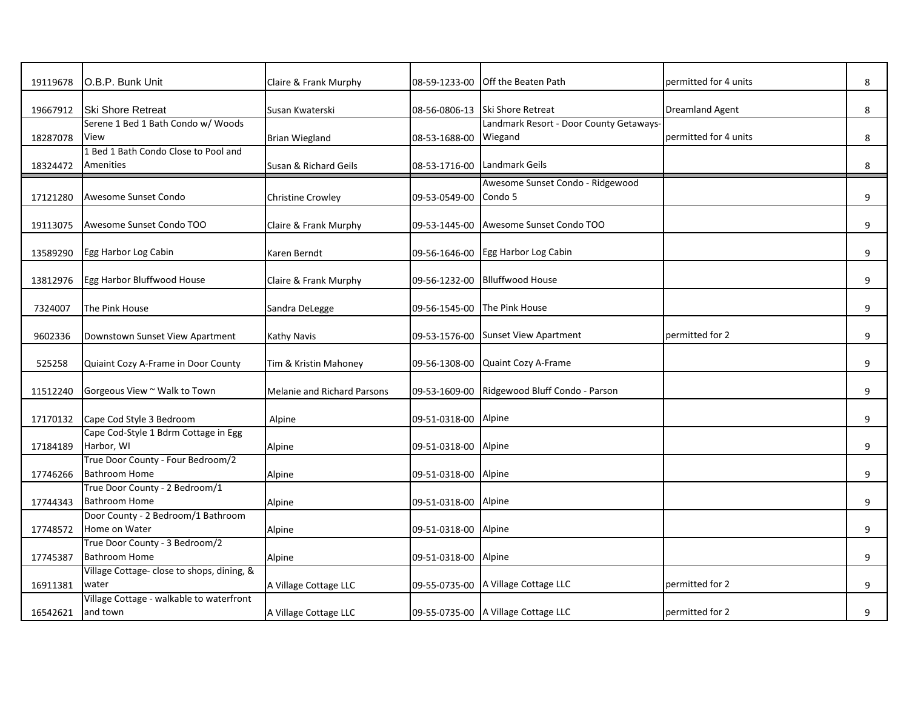| | | | | | | |
|---|---|---|---|---|---|---|
| 19119678 | O.B.P. Bunk Unit | Claire & Frank Murphy | 08-59-1233-00 | Off the Beaten Path | permitted for 4 units | 8 |
| 19667912 | Ski Shore Retreat | Susan Kwaterski | 08-56-0806-13 | Ski Shore Retreat | Dreamland Agent | 8 |
| 18287078 | Serene 1 Bed 1 Bath Condo w/ Woods View | Brian Wiegland | 08-53-1688-00 | Landmark Resort - Door County Getaways- Wiegand | permitted for 4 units | 8 |
| 18324472 | 1 Bed 1 Bath Condo Close to Pool and Amenities | Susan & Richard Geils | 08-53-1716-00 | Landmark Geils | | 8 |
| 17121280 | Awesome Sunset Condo | Christine Crowley | 09-53-0549-00 | Awesome Sunset Condo - Ridgewood Condo 5 | | 9 |
| 19113075 | Awesome Sunset Condo TOO | Claire & Frank Murphy | 09-53-1445-00 | Awesome Sunset Condo TOO | | 9 |
| 13589290 | Egg Harbor Log Cabin | Karen Berndt | 09-56-1646-00 | Egg Harbor Log Cabin | | 9 |
| 13812976 | Egg Harbor Bluffwood House | Claire & Frank Murphy | 09-56-1232-00 | Blluffwood House | | 9 |
| 7324007 | The Pink House | Sandra DeLegge | 09-56-1545-00 | The Pink House | | 9 |
| 9602336 | Downstown Sunset View Apartment | Kathy Navis | 09-53-1576-00 | Sunset View Apartment | permitted for 2 | 9 |
| 525258 | Quiaint Cozy A-Frame in Door County | Tim & Kristin Mahoney | 09-56-1308-00 | Quaint Cozy A-Frame | | 9 |
| 11512240 | Gorgeous View ~ Walk to Town | Melanie and Richard Parsons | 09-53-1609-00 | Ridgewood Bluff Condo - Parson | | 9 |
| 17170132 | Cape Cod Style 3 Bedroom | Alpine | 09-51-0318-00 | Alpine | | 9 |
| 17184189 | Cape Cod-Style 1 Bdrm Cottage in Egg Harbor, WI | Alpine | 09-51-0318-00 | Alpine | | 9 |
| 17746266 | True Door County - Four Bedroom/2 Bathroom Home | Alpine | 09-51-0318-00 | Alpine | | 9 |
| 17744343 | True Door County - 2 Bedroom/1 Bathroom Home | Alpine | 09-51-0318-00 | Alpine | | 9 |
| 17748572 | Door County - 2 Bedroom/1 Bathroom Home on Water | Alpine | 09-51-0318-00 | Alpine | | 9 |
| 17745387 | True Door County - 3 Bedroom/2 Bathroom Home | Alpine | 09-51-0318-00 | Alpine | | 9 |
| 16911381 | Village Cottage- close to shops, dining, & water | A Village Cottage LLC | 09-55-0735-00 | A Village Cottage LLC | permitted for 2 | 9 |
| 16542621 | Village Cottage - walkable to waterfront and town | A Village Cottage LLC | 09-55-0735-00 | A Village Cottage LLC | permitted for 2 | 9 |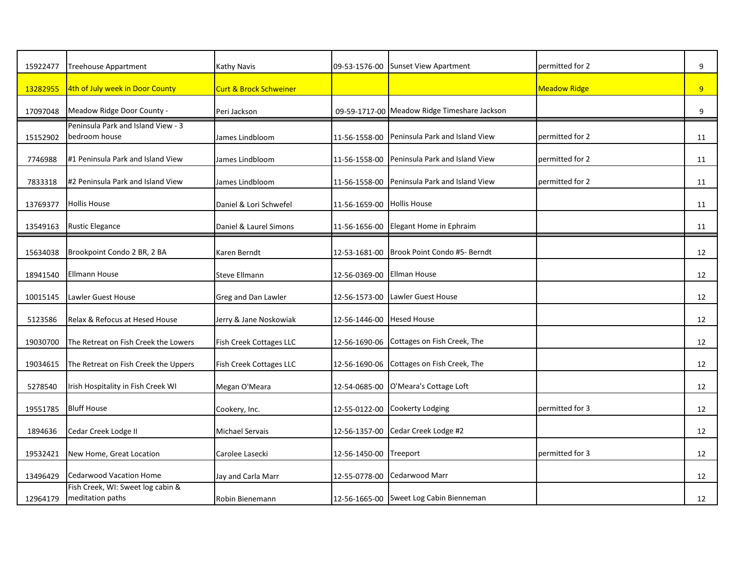| | | | | | | |
|---|---|---|---|---|---|---|
| 15922477 | Treehouse Appartment | Kathy Navis | 09-53-1576-00 | Sunset View Apartment | permitted for 2 | 9 |
| 13282955 | 4th of July week in Door County | Curt & Brock Schweiner | | | Meadow Ridge | 9 |
| 17097048 | Meadow Ridge Door County - | Peri Jackson | 09-59-1717-00 | Meadow Ridge Timeshare Jackson | | 9 |
| 15152902 | Peninsula Park and Island View - 3 bedroom house | James Lindbloom | 11-56-1558-00 | Peninsula Park and Island View | permitted for 2 | 11 |
| 7746988 | #1 Peninsula Park and Island View | James Lindbloom | 11-56-1558-00 | Peninsula Park and Island View | permitted for 2 | 11 |
| 7833318 | #2 Peninsula Park and Island View | James Lindbloom | 11-56-1558-00 | Peninsula Park and Island View | permitted for 2 | 11 |
| 13769377 | Hollis House | Daniel & Lori Schwefel | 11-56-1659-00 | Hollis House | | 11 |
| 13549163 | Rustic Elegance | Daniel & Laurel Simons | 11-56-1656-00 | Elegant Home in Ephraim | | 11 |
| 15634038 | Brookpoint Condo 2 BR, 2 BA | Karen Berndt | 12-53-1681-00 | Brook Point Condo #5- Berndt | | 12 |
| 18941540 | Ellmann House | Steve Ellmann | 12-56-0369-00 | Ellman House | | 12 |
| 10015145 | Lawler Guest House | Greg and Dan Lawler | 12-56-1573-00 | Lawler Guest House | | 12 |
| 5123586 | Relax & Refocus at Hesed House | Jerry & Jane Noskowiak | 12-56-1446-00 | Hesed House | | 12 |
| 19030700 | The Retreat on Fish Creek the Lowers | Fish Creek Cottages LLC | 12-56-1690-06 | Cottages on Fish Creek, The | | 12 |
| 19034615 | The Retreat on Fish Creek the Uppers | Fish Creek Cottages LLC | 12-56-1690-06 | Cottages on Fish Creek, The | | 12 |
| 5278540 | Irish Hospitality in Fish Creek WI | Megan O'Meara | 12-54-0685-00 | O'Meara's Cottage Loft | | 12 |
| 19551785 | Bluff House | Cookery, Inc. | 12-55-0122-00 | Cookerty Lodging | permitted for 3 | 12 |
| 1894636 | Cedar Creek Lodge II | Michael Servais | 12-56-1357-00 | Cedar Creek Lodge #2 | | 12 |
| 19532421 | New Home, Great Location | Carolee Lasecki | 12-56-1450-00 | Treeport | permitted for 3 | 12 |
| 13496429 | Cedarwood Vacation Home | Jay and Carla Marr | 12-55-0778-00 | Cedarwood Marr | | 12 |
| 12964179 | Fish Creek, WI: Sweet log cabin & meditation paths | Robin Bienemann | 12-56-1665-00 | Sweet Log Cabin Bienneman | | 12 |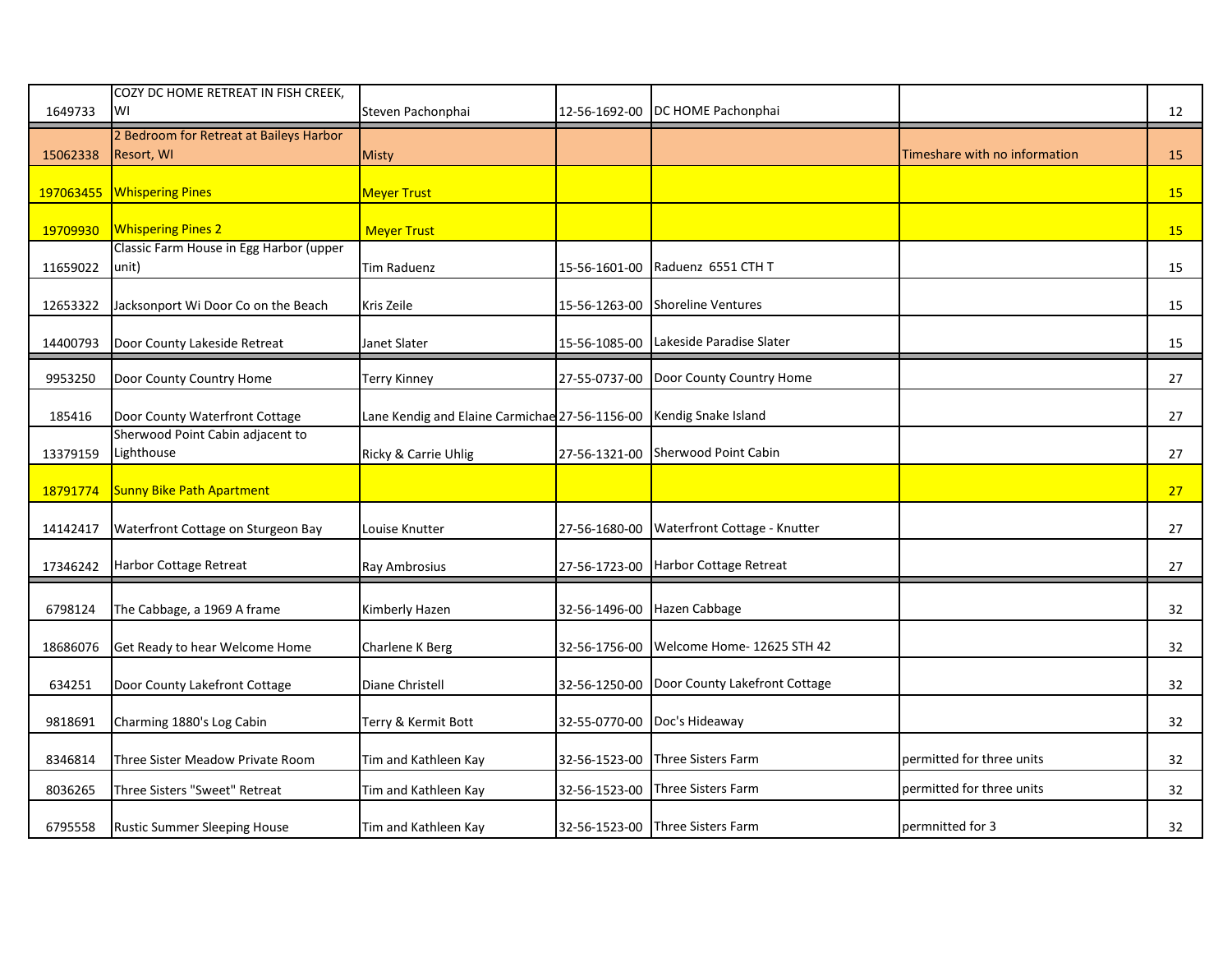| | | | | | | |
|---|---|---|---|---|---|---|
| 1649733 | COZY DC HOME RETREAT IN FISH CREEK, WI | Steven Pachonphai | 12-56-1692-00 | DC HOME Pachonphai | | 12 |
| 15062338 | 2 Bedroom for Retreat at Baileys Harbor Resort, WI | Misty | | | Timeshare with no information | 15 |
| 197063455 | Whispering Pines | Meyer Trust | | | | 15 |
| 19709930 | Whispering Pines 2 | Meyer Trust | | | | 15 |
| 11659022 | Classic Farm House in Egg Harbor (upper unit) | Tim Raduenz | 15-56-1601-00 | Raduenz 6551 CTH T | | 15 |
| 12653322 | Jacksonport Wi Door Co on the Beach | Kris Zeile | 15-56-1263-00 | Shoreline Ventures | | 15 |
| 14400793 | Door County Lakeside Retreat | Janet Slater | 15-56-1085-00 | Lakeside Paradise Slater | | 15 |
| 9953250 | Door County Country Home | Terry Kinney | 27-55-0737-00 | Door County Country Home | | 27 |
| 185416 | Door County Waterfront Cottage | Lane Kendig and Elaine Carmichae | 27-56-1156-00 | Kendig Snake Island | | 27 |
| 13379159 | Sherwood Point Cabin adjacent to Lighthouse | Ricky & Carrie Uhlig | 27-56-1321-00 | Sherwood Point Cabin | | 27 |
| 18791774 | Sunny Bike Path Apartment | | | | | 27 |
| 14142417 | Waterfront Cottage on Sturgeon Bay | Louise Knutter | 27-56-1680-00 | Waterfront Cottage - Knutter | | 27 |
| 17346242 | Harbor Cottage Retreat | Ray Ambrosius | 27-56-1723-00 | Harbor Cottage Retreat | | 27 |
| 6798124 | The Cabbage, a 1969 A frame | Kimberly Hazen | 32-56-1496-00 | Hazen Cabbage | | 32 |
| 18686076 | Get Ready to hear Welcome Home | Charlene K Berg | 32-56-1756-00 | Welcome Home- 12625 STH 42 | | 32 |
| 634251 | Door County Lakefront Cottage | Diane Christell | 32-56-1250-00 | Door County Lakefront Cottage | | 32 |
| 9818691 | Charming 1880's Log Cabin | Terry & Kermit Bott | 32-55-0770-00 | Doc's Hideaway | | 32 |
| 8346814 | Three Sister Meadow Private Room | Tim and Kathleen Kay | 32-56-1523-00 | Three Sisters Farm | permitted for three units | 32 |
| 8036265 | Three Sisters "Sweet" Retreat | Tim and Kathleen Kay | 32-56-1523-00 | Three Sisters Farm | permitted for three units | 32 |
| 6795558 | Rustic Summer Sleeping House | Tim and Kathleen Kay | 32-56-1523-00 | Three Sisters Farm | permnitted for 3 | 32 |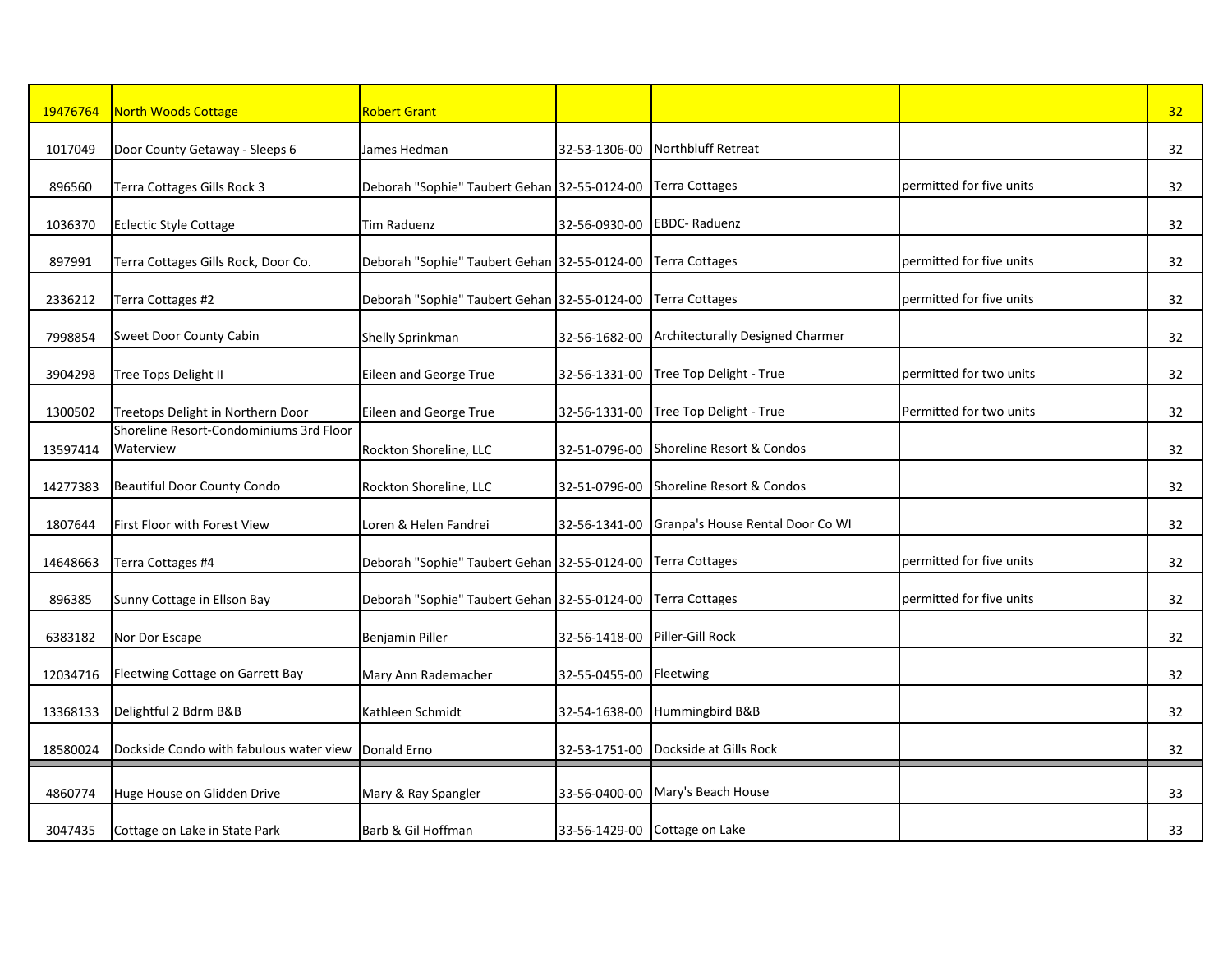| | | | | | | |
|---|---|---|---|---|---|---|
| 19476764 | North Woods Cottage | Robert Grant | | | | 32 |
| 1017049 | Door County Getaway - Sleeps 6 | James Hedman | 32-53-1306-00 | Northbluff Retreat | | 32 |
| 896560 | Terra Cottages Gills Rock 3 | Deborah "Sophie" Taubert Gehan | 32-55-0124-00 | Terra Cottages | permitted for five units | 32 |
| 1036370 | Eclectic Style Cottage | Tim Raduenz | 32-56-0930-00 | EBDC- Raduenz | | 32 |
| 897991 | Terra Cottages Gills Rock, Door Co. | Deborah "Sophie" Taubert Gehan | 32-55-0124-00 | Terra Cottages | permitted for five units | 32 |
| 2336212 | Terra Cottages #2 | Deborah "Sophie" Taubert Gehan | 32-55-0124-00 | Terra Cottages | permitted for five units | 32 |
| 7998854 | Sweet Door County Cabin | Shelly Sprinkman | 32-56-1682-00 | Architecturally Designed Charmer | | 32 |
| 3904298 | Tree Tops Delight II | Eileen and George True | 32-56-1331-00 | Tree Top Delight - True | permitted for two units | 32 |
| 1300502 | Treetops Delight in Northern Door | Eileen and George True | 32-56-1331-00 | Tree Top Delight - True | Permitted for two units | 32 |
| 13597414 | Shoreline Resort-Condominiums 3rd Floor Waterview | Rockton Shoreline, LLC | 32-51-0796-00 | Shoreline Resort & Condos | | 32 |
| 14277383 | Beautiful Door County Condo | Rockton Shoreline, LLC | 32-51-0796-00 | Shoreline Resort & Condos | | 32 |
| 1807644 | First Floor with Forest View | Loren & Helen Fandrei | 32-56-1341-00 | Granpa's House Rental Door Co WI | | 32 |
| 14648663 | Terra Cottages #4 | Deborah "Sophie" Taubert Gehan | 32-55-0124-00 | Terra Cottages | permitted for five units | 32 |
| 896385 | Sunny Cottage in Ellson Bay | Deborah "Sophie" Taubert Gehan | 32-55-0124-00 | Terra Cottages | permitted for five units | 32 |
| 6383182 | Nor Dor Escape | Benjamin Piller | 32-56-1418-00 | Piller-Gill Rock | | 32 |
| 12034716 | Fleetwing Cottage on Garrett Bay | Mary Ann Rademacher | 32-55-0455-00 | Fleetwing | | 32 |
| 13368133 | Delightful 2 Bdrm B&B | Kathleen Schmidt | 32-54-1638-00 | Hummingbird B&B | | 32 |
| 18580024 | Dockside Condo with fabulous water view | Donald Erno | 32-53-1751-00 | Dockside at Gills Rock | | 32 |
| 4860774 | Huge House on Glidden Drive | Mary & Ray Spangler | 33-56-0400-00 | Mary's Beach House | | 33 |
| 3047435 | Cottage on Lake in State Park | Barb & Gil Hoffman | 33-56-1429-00 | Cottage on Lake | | 33 |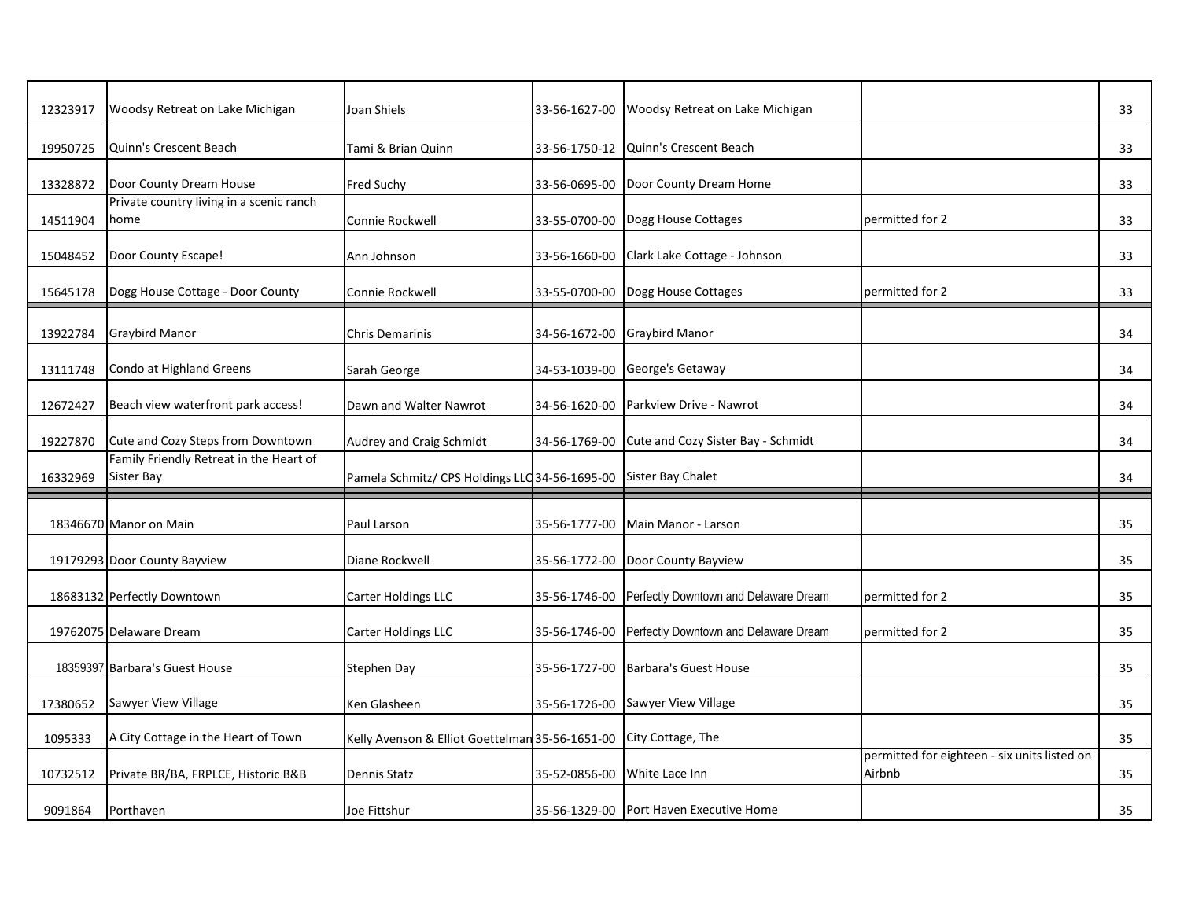| | | | | | | |
|---|---|---|---|---|---|---|
| 12323917 | Woodsy Retreat on Lake Michigan | Joan Shiels | 33-56-1627-00 | Woodsy Retreat on Lake Michigan | | 33 |
| 19950725 | Quinn's Crescent Beach | Tami & Brian Quinn | 33-56-1750-12 | Quinn's Crescent Beach | | 33 |
| 13328872 | Door County Dream House | Fred Suchy | 33-56-0695-00 | Door County Dream Home | | 33 |
| 14511904 | Private country living in a scenic ranch home | Connie Rockwell | 33-55-0700-00 | Dogg House Cottages | permitted for 2 | 33 |
| 15048452 | Door County Escape! | Ann Johnson | 33-56-1660-00 | Clark Lake Cottage - Johnson | | 33 |
| 15645178 | Dogg House Cottage - Door County | Connie Rockwell | 33-55-0700-00 | Dogg House Cottages | permitted for 2 | 33 |
| 13922784 | Graybird Manor | Chris Demarinis | 34-56-1672-00 | Graybird Manor | | 34 |
| 13111748 | Condo at Highland Greens | Sarah George | 34-53-1039-00 | George's Getaway | | 34 |
| 12672427 | Beach view waterfront park access! | Dawn and Walter Nawrot | 34-56-1620-00 | Parkview Drive - Nawrot | | 34 |
| 19227870 | Cute and Cozy Steps from Downtown | Audrey and Craig Schmidt | 34-56-1769-00 | Cute and Cozy Sister Bay - Schmidt | | 34 |
| 16332969 | Family Friendly Retreat in the Heart of Sister Bay | Pamela Schmitz/ CPS Holdings LLC | 34-56-1695-00 | Sister Bay Chalet | | 34 |
| 18346670 | Manor on Main | Paul Larson | 35-56-1777-00 | Main Manor - Larson | | 35 |
| 19179293 | Door County Bayview | Diane Rockwell | 35-56-1772-00 | Door County Bayview | | 35 |
| 18683132 | Perfectly Downtown | Carter Holdings LLC | 35-56-1746-00 | Perfectly Downtown and Delaware Dream | permitted for 2 | 35 |
| 19762075 | Delaware Dream | Carter Holdings LLC | 35-56-1746-00 | Perfectly Downtown and Delaware Dream | permitted for 2 | 35 |
| 18359397 | Barbara's Guest House | Stephen Day | 35-56-1727-00 | Barbara's Guest House | | 35 |
| 17380652 | Sawyer View Village | Ken Glasheen | 35-56-1726-00 | Sawyer View Village | | 35 |
| 1095333 | A City Cottage in the Heart of Town | Kelly Avenson & Elliot Goettelman | 35-56-1651-00 | City Cottage, The | | 35 |
| 10732512 | Private BR/BA, FRPLCE, Historic B&B | Dennis Statz | 35-52-0856-00 | White Lace Inn | permitted for eighteen - six units listed on Airbnb | 35 |
| 9091864 | Porthaven | Joe Fittshur | 35-56-1329-00 | Port Haven Executive Home | | 35 |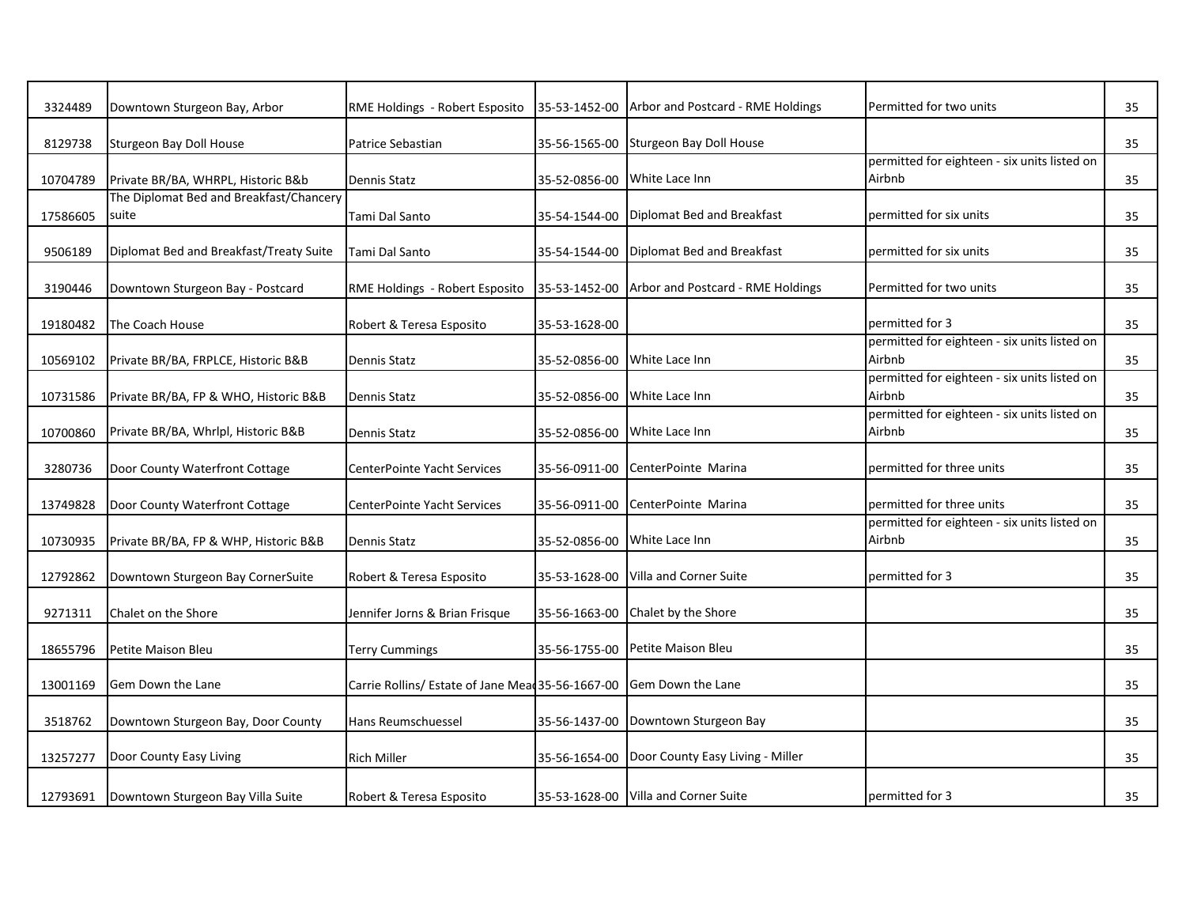| | | | | | | |
|---|---|---|---|---|---|---|
| 3324489 | Downtown Sturgeon Bay, Arbor | RME Holdings - Robert Esposito | 35-53-1452-00 | Arbor and Postcard - RME Holdings | Permitted for two units | 35 |
| 8129738 | Sturgeon Bay Doll House | Patrice Sebastian | 35-56-1565-00 | Sturgeon Bay Doll House | | 35 |
| 10704789 | Private BR/BA, WHRPL, Historic B&b | Dennis Statz | 35-52-0856-00 | White Lace Inn | permitted for eighteen - six units listed on Airbnb | 35 |
| 17586605 | The Diplomat Bed and Breakfast/Chancery suite | Tami Dal Santo | 35-54-1544-00 | Diplomat Bed and Breakfast | permitted for six units | 35 |
| 9506189 | Diplomat Bed and Breakfast/Treaty Suite | Tami Dal Santo | 35-54-1544-00 | Diplomat Bed and Breakfast | permitted for six units | 35 |
| 3190446 | Downtown Sturgeon Bay - Postcard | RME Holdings - Robert Esposito | 35-53-1452-00 | Arbor and Postcard - RME Holdings | Permitted for two units | 35 |
| 19180482 | The Coach House | Robert & Teresa Esposito | 35-53-1628-00 | | permitted for 3 | 35 |
| 10569102 | Private BR/BA, FRPLCE, Historic B&B | Dennis Statz | 35-52-0856-00 | White Lace Inn | permitted for eighteen - six units listed on Airbnb | 35 |
| 10731586 | Private BR/BA, FP & WHO, Historic B&B | Dennis Statz | 35-52-0856-00 | White Lace Inn | permitted for eighteen - six units listed on Airbnb | 35 |
| 10700860 | Private BR/BA, Whrlpl, Historic B&B | Dennis Statz | 35-52-0856-00 | White Lace Inn | permitted for eighteen - six units listed on Airbnb | 35 |
| 3280736 | Door County Waterfront Cottage | CenterPointe Yacht Services | 35-56-0911-00 | CenterPointe Marina | permitted for three units | 35 |
| 13749828 | Door County Waterfront Cottage | CenterPointe Yacht Services | 35-56-0911-00 | CenterPointe Marina | permitted for three units | 35 |
| 10730935 | Private BR/BA, FP & WHP, Historic B&B | Dennis Statz | 35-52-0856-00 | White Lace Inn | permitted for eighteen - six units listed on Airbnb | 35 |
| 12792862 | Downtown Sturgeon Bay CornerSuite | Robert & Teresa Esposito | 35-53-1628-00 | Villa and Corner Suite | permitted for 3 | 35 |
| 9271311 | Chalet on the Shore | Jennifer Jorns & Brian Frisque | 35-56-1663-00 | Chalet by the Shore | | 35 |
| 18655796 | Petite Maison Bleu | Terry Cummings | 35-56-1755-00 | Petite Maison Bleu | | 35 |
| 13001169 | Gem Down the Lane | Carrie Rollins/ Estate of Jane Mea | 35-56-1667-00 | Gem Down the Lane | | 35 |
| 3518762 | Downtown Sturgeon Bay, Door County | Hans Reumschuessel | 35-56-1437-00 | Downtown Sturgeon Bay | | 35 |
| 13257277 | Door County Easy Living | Rich Miller | 35-56-1654-00 | Door County Easy Living - Miller | | 35 |
| 12793691 | Downtown Sturgeon Bay Villa Suite | Robert & Teresa Esposito | 35-53-1628-00 | Villa and Corner Suite | permitted for 3 | 35 |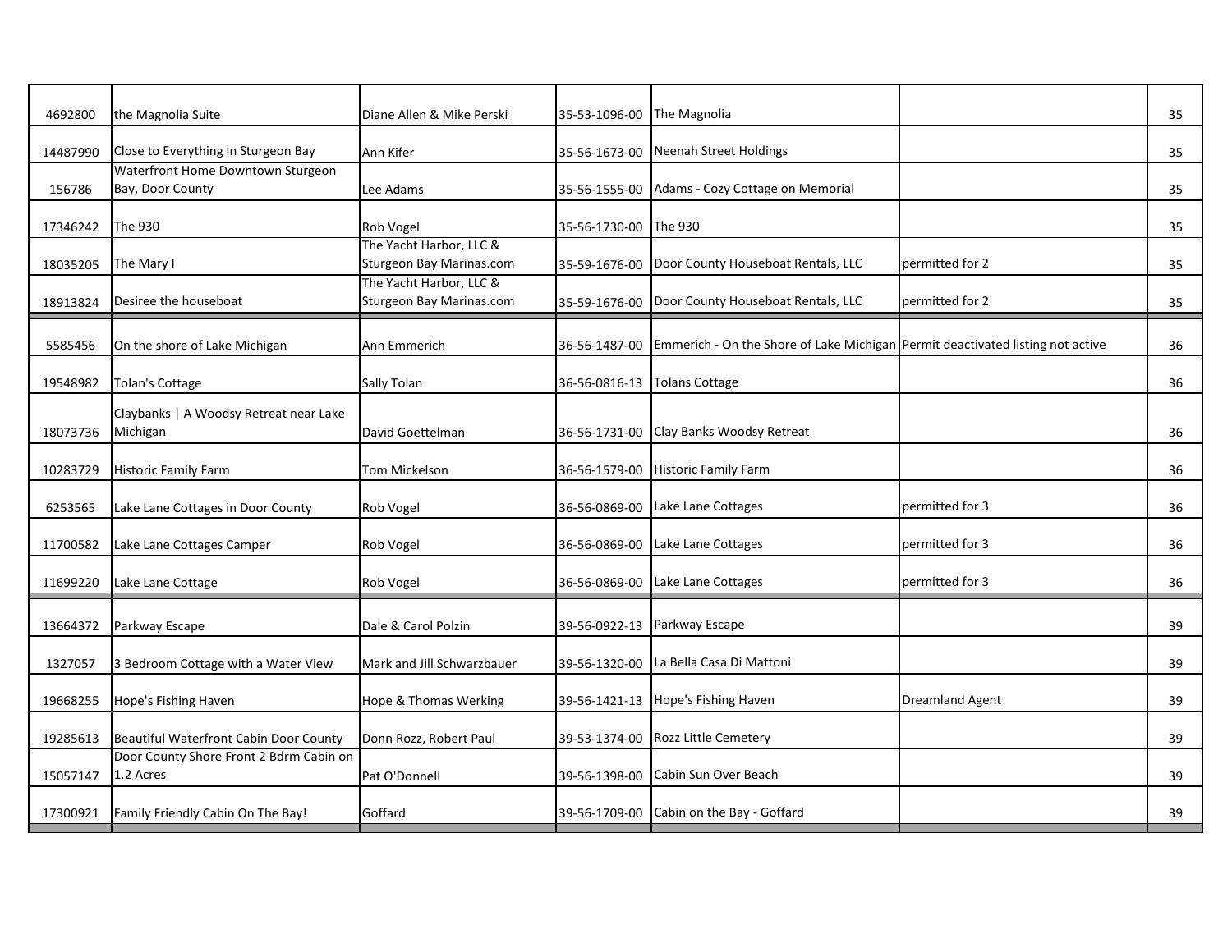| | | | | | | |
|---|---|---|---|---|---|---|
| 4692800 | the Magnolia Suite | Diane Allen & Mike Perski | 35-53-1096-00 | The Magnolia | | 35 |
| 14487990 | Close to Everything in Sturgeon Bay | Ann Kifer | 35-56-1673-00 | Neenah Street Holdings | | 35 |
| 156786 | Waterfront Home Downtown Sturgeon Bay, Door County | Lee Adams | 35-56-1555-00 | Adams - Cozy Cottage on Memorial | | 35 |
| 17346242 | The 930 | Rob Vogel | 35-56-1730-00 | The 930 | | 35 |
| 18035205 | The Mary I | The Yacht Harbor, LLC & Sturgeon Bay Marinas.com | 35-59-1676-00 | Door County Houseboat Rentals, LLC | permitted for 2 | 35 |
| 18913824 | Desiree the houseboat | The Yacht Harbor, LLC & Sturgeon Bay Marinas.com | 35-59-1676-00 | Door County Houseboat Rentals, LLC | permitted for 2 | 35 |
| 5585456 | On the shore of Lake Michigan | Ann Emmerich | 36-56-1487-00 | Emmerich - On the Shore of Lake Michigan | Permit deactivated listing not active | 36 |
| 19548982 | Tolan's Cottage | Sally Tolan | 36-56-0816-13 | Tolans Cottage | | 36 |
| 18073736 | Claybanks \| A Woodsy Retreat near Lake Michigan | David Goettelman | 36-56-1731-00 | Clay Banks Woodsy Retreat | | 36 |
| 10283729 | Historic Family Farm | Tom Mickelson | 36-56-1579-00 | Historic Family Farm | | 36 |
| 6253565 | Lake Lane Cottages in Door County | Rob Vogel | 36-56-0869-00 | Lake Lane Cottages | permitted for 3 | 36 |
| 11700582 | Lake Lane Cottages Camper | Rob Vogel | 36-56-0869-00 | Lake Lane Cottages | permitted for 3 | 36 |
| 11699220 | Lake Lane Cottage | Rob Vogel | 36-56-0869-00 | Lake Lane Cottages | permitted for 3 | 36 |
| 13664372 | Parkway Escape | Dale & Carol Polzin | 39-56-0922-13 | Parkway Escape | | 39 |
| 1327057 | 3 Bedroom Cottage with a Water View | Mark and Jill Schwarzbauer | 39-56-1320-00 | La Bella Casa Di Mattoni | | 39 |
| 19668255 | Hope's Fishing Haven | Hope & Thomas Werking | 39-56-1421-13 | Hope's Fishing Haven | Dreamland Agent | 39 |
| 19285613 | Beautiful Waterfront Cabin Door County | Donn Rozz, Robert Paul | 39-53-1374-00 | Rozz Little Cemetery | | 39 |
| 15057147 | Door County Shore Front 2 Bdrm Cabin on 1.2 Acres | Pat O'Donnell | 39-56-1398-00 | Cabin Sun Over Beach | | 39 |
| 17300921 | Family Friendly Cabin On The Bay! | Goffard | 39-56-1709-00 | Cabin on the Bay - Goffard | | 39 |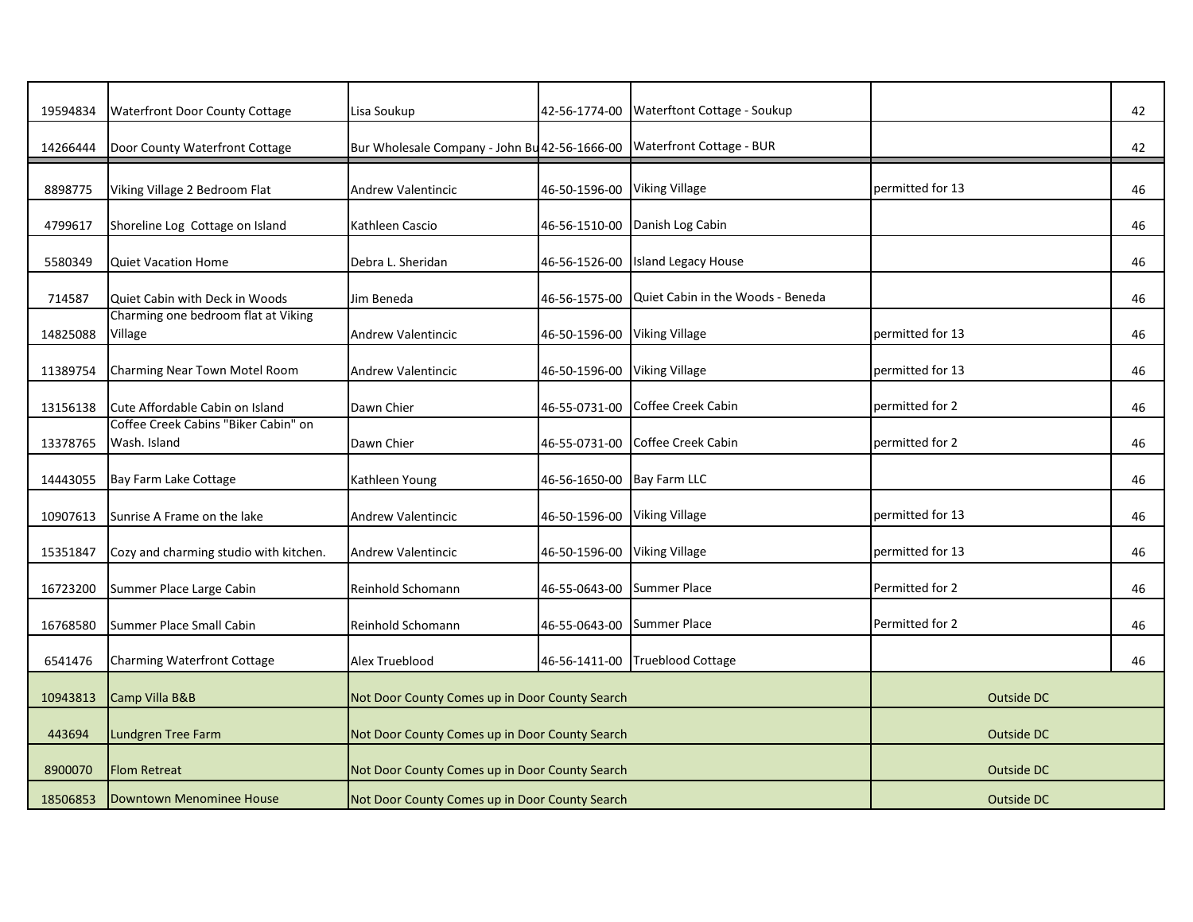| | | | | | | |
|---|---|---|---|---|---|---|
| 19594834 | Waterfront Door County Cottage | Lisa Soukup | 42-56-1774-00 | Waterftont Cottage - Soukup | | 42 |
| 14266444 | Door County Waterfront Cottage | Bur Wholesale Company - John Bu | 42-56-1666-00 | Waterfront Cottage - BUR | | 42 |
| 8898775 | Viking Village 2 Bedroom Flat | Andrew Valentincic | 46-50-1596-00 | Viking Village | permitted for 13 | 46 |
| 4799617 | Shoreline Log Cottage on Island | Kathleen Cascio | 46-56-1510-00 | Danish Log Cabin | | 46 |
| 5580349 | Quiet Vacation Home | Debra L. Sheridan | 46-56-1526-00 | Island Legacy House | | 46 |
| 714587 | Quiet Cabin with Deck in Woods | Jim Beneda | 46-56-1575-00 | Quiet Cabin in the Woods - Beneda | | 46 |
| 14825088 | Charming one bedroom flat at Viking Village | Andrew Valentincic | 46-50-1596-00 | Viking Village | permitted for 13 | 46 |
| 11389754 | Charming Near Town Motel Room | Andrew Valentincic | 46-50-1596-00 | Viking Village | permitted for 13 | 46 |
| 13156138 | Cute Affordable Cabin on Island | Dawn Chier | 46-55-0731-00 | Coffee Creek Cabin | permitted for 2 | 46 |
| 13378765 | Coffee Creek Cabins "Biker Cabin" on Wash. Island | Dawn Chier | 46-55-0731-00 | Coffee Creek Cabin | permitted for 2 | 46 |
| 14443055 | Bay Farm Lake Cottage | Kathleen Young | 46-56-1650-00 | Bay Farm LLC | | 46 |
| 10907613 | Sunrise A Frame on the lake | Andrew Valentincic | 46-50-1596-00 | Viking Village | permitted for 13 | 46 |
| 15351847 | Cozy and charming studio with kitchen. | Andrew Valentincic | 46-50-1596-00 | Viking Village | permitted for 13 | 46 |
| 16723200 | Summer Place Large Cabin | Reinhold Schomann | 46-55-0643-00 | Summer Place | Permitted for 2 | 46 |
| 16768580 | Summer Place Small Cabin | Reinhold Schomann | 46-55-0643-00 | Summer Place | Permitted for 2 | 46 |
| 6541476 | Charming Waterfront Cottage | Alex Trueblood | 46-56-1411-00 | Trueblood Cottage | | 46 |
| 10943813 | Camp Villa B&B | Not Door County Comes up in Door County Search | | | Outside DC | |
| 443694 | Lundgren Tree Farm | Not Door County Comes up in Door County Search | | | Outside DC | |
| 8900070 | Flom Retreat | Not Door County Comes up in Door County Search | | | Outside DC | |
| 18506853 | Downtown Menominee House | Not Door County Comes up in Door County Search | | | Outside DC | |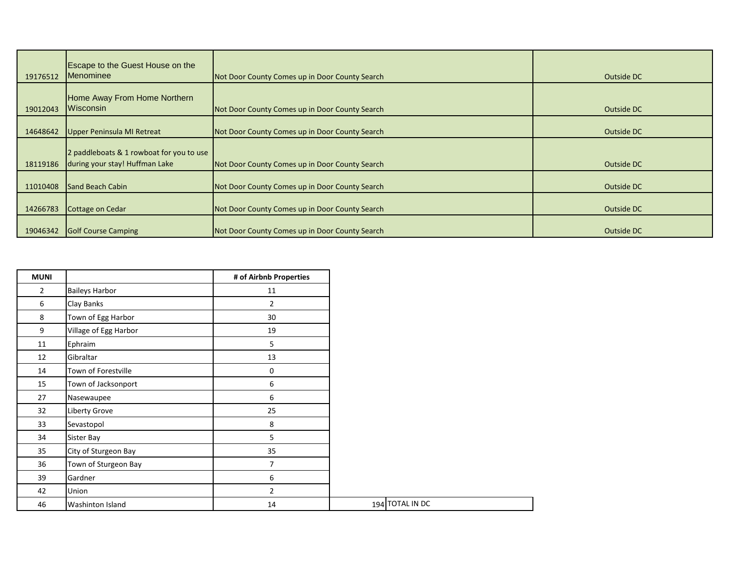| | | | |
|---|---|---|---|
| 19176512 | Escape to the Guest House on the Menominee | Not Door County Comes up in Door County Search | Outside DC |
| 19012043 | Home Away From Home Northern Wisconsin | Not Door County Comes up in Door County Search | Outside DC |
| 14648642 | Upper Peninsula MI Retreat | Not Door County Comes up in Door County Search | Outside DC |
| 18119186 | 2 paddleboats & 1 rowboat for you to use during your stay! Huffman Lake | Not Door County Comes up in Door County Search | Outside DC |
| 11010408 | Sand Beach Cabin | Not Door County Comes up in Door County Search | Outside DC |
| 14266783 | Cottage on Cedar | Not Door County Comes up in Door County Search | Outside DC |
| 19046342 | Golf Course Camping | Not Door County Comes up in Door County Search | Outside DC |

| MUNI | | # of Airbnb Properties | | |
|---|---|---|---|---|
| 2 | Baileys Harbor | 11 | | |
| 6 | Clay Banks | 2 | | |
| 8 | Town of Egg Harbor | 30 | | |
| 9 | Village of Egg Harbor | 19 | | |
| 11 | Ephraim | 5 | | |
| 12 | Gibraltar | 13 | | |
| 14 | Town of Forestville | 0 | | |
| 15 | Town of Jacksonport | 6 | | |
| 27 | Nasewaupee | 6 | | |
| 32 | Liberty Grove | 25 | | |
| 33 | Sevastopol | 8 | | |
| 34 | Sister Bay | 5 | | |
| 35 | City of Sturgeon Bay | 35 | | |
| 36 | Town of Sturgeon Bay | 7 | | |
| 39 | Gardner | 6 | | |
| 42 | Union | 2 | | |
| 46 | Washinton Island | 14 | 194 | TOTAL IN DC |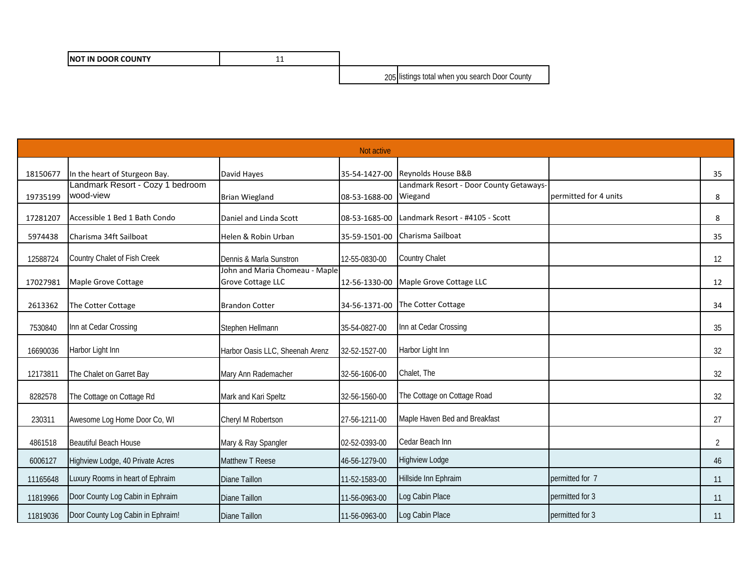| NOT IN DOOR COUNTY | 11 |
|---|---|

| 205 | listings total when you search Door County |
|---|---|

| Not active | | | | | | |
|---|---|---|---|---|---|---|
| 18150677 | In the heart of Sturgeon Bay. | David Hayes | 35-54-1427-00 | Reynolds House B&B | | 35 |
| 19735199 | Landmark Resort - Cozy 1 bedroom wood-view | Brian Wiegland | 08-53-1688-00 | Landmark Resort - Door County Getaways-Wiegand | permitted for 4 units | 8 |
| 17281207 | Accessible 1 Bed 1 Bath Condo | Daniel and Linda Scott | 08-53-1685-00 | Landmark Resort - #4105 - Scott | | 8 |
| 5974438 | Charisma 34ft Sailboat | Helen & Robin Urban | 35-59-1501-00 | Charisma Sailboat | | 35 |
| 12588724 | Country Chalet of Fish Creek | Dennis & Marla Sunstron | 12-55-0830-00 | Country Chalet | | 12 |
| 17027981 | Maple Grove Cottage | John and Maria Chomeau - Maple Grove Cottage LLC | 12-56-1330-00 | Maple Grove Cottage LLC | | 12 |
| 2613362 | The Cotter Cottage | Brandon Cotter | 34-56-1371-00 | The Cotter Cottage | | 34 |
| 7530840 | Inn at Cedar Crossing | Stephen Hellmann | 35-54-0827-00 | Inn at Cedar Crossing | | 35 |
| 16690036 | Harbor Light Inn | Harbor Oasis LLC, Sheenah Arenz | 32-52-1527-00 | Harbor Light Inn | | 32 |
| 12173811 | The Chalet on Garret Bay | Mary Ann Rademacher | 32-56-1606-00 | Chalet, The | | 32 |
| 8282578 | The Cottage on Cottage Rd | Mark and Kari Speltz | 32-56-1560-00 | The Cottage on Cottage Road | | 32 |
| 230311 | Awesome Log Home Door Co, WI | Cheryl M Robertson | 27-56-1211-00 | Maple Haven Bed and Breakfast | | 27 |
| 4861518 | Beautiful Beach House | Mary & Ray Spangler | 02-52-0393-00 | Cedar Beach Inn | | 2 |
| 6006127 | Highview Lodge, 40 Private Acres | Matthew T Reese | 46-56-1279-00 | Highview Lodge | | 46 |
| 11165648 | Luxury Rooms in heart of Ephraim | Diane Taillon | 11-52-1583-00 | Hillside Inn Ephraim | permitted for 7 | 11 |
| 11819966 | Door County Log Cabin in Ephraim | Diane Taillon | 11-56-0963-00 | Log Cabin Place | permitted for 3 | 11 |
| 11819036 | Door County Log Cabin in Ephraim! | Diane Taillon | 11-56-0963-00 | Log Cabin Place | permitted for 3 | 11 |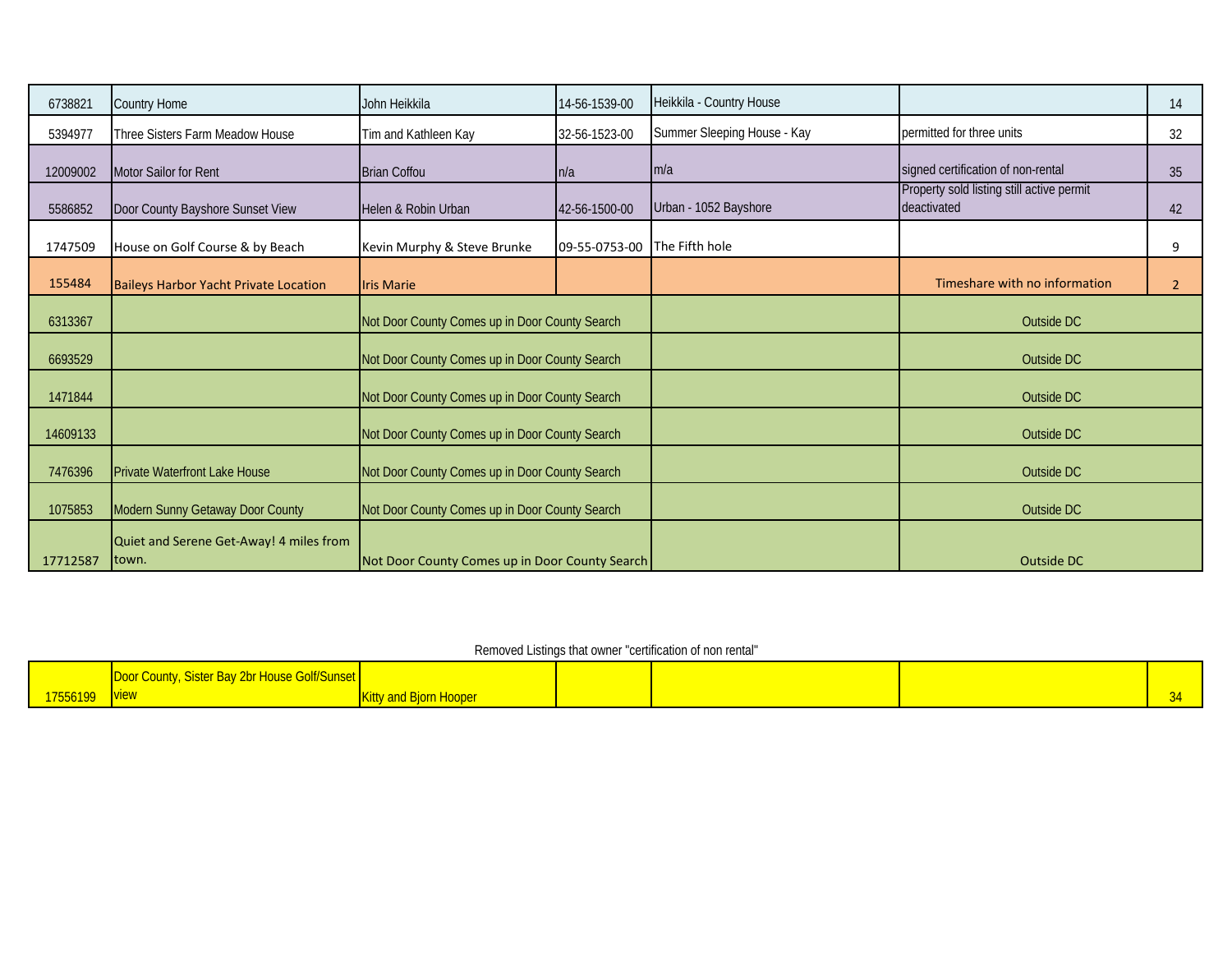| | | | | | | |
|---|---|---|---|---|---|---|
| 6738821 | Country Home | John Heikkila | 14-56-1539-00 | Heikkila - Country House | | 14 |
| 5394977 | Three Sisters Farm Meadow House | Tim and Kathleen Kay | 32-56-1523-00 | Summer Sleeping House - Kay | permitted for three units | 32 |
| 12009002 | Motor Sailor for Rent | Brian Coffou | n/a | m/a | signed certification of non-rental | 35 |
| 5586852 | Door County Bayshore Sunset View | Helen & Robin Urban | 42-56-1500-00 | Urban - 1052 Bayshore | Property sold listing still active permit deactivated | 42 |
| 1747509 | House on Golf Course & by Beach | Kevin Murphy & Steve Brunke | 09-55-0753-00 | The Fifth hole | | 9 |
| 155484 | Baileys Harbor Yacht Private Location | Iris Marie | | | Timeshare with no information | 2 |
| 6313367 | | Not Door County Comes up in Door County Search | | | Outside DC | |
| 6693529 | | Not Door County Comes up in Door County Search | | | Outside DC | |
| 1471844 | | Not Door County Comes up in Door County Search | | | Outside DC | |
| 14609133 | | Not Door County Comes up in Door County Search | | | Outside DC | |
| 7476396 | Private Waterfront Lake House | Not Door County Comes up in Door County Search | | | Outside DC | |
| 1075853 | Modern Sunny Getaway Door County | Not Door County Comes up in Door County Search | | | Outside DC | |
| 17712587 | Quiet and Serene Get-Away! 4 miles from town. | Not Door County Comes up in Door County Search | | | Outside DC | |

Removed Listings that owner "certification of non rental"

| | | | | | | |
|---|---|---|---|---|---|---|
| 17556199 | Door County, Sister Bay 2br House Golf/Sunset view | Kitty and Bjorn Hooper | | | | 34 |